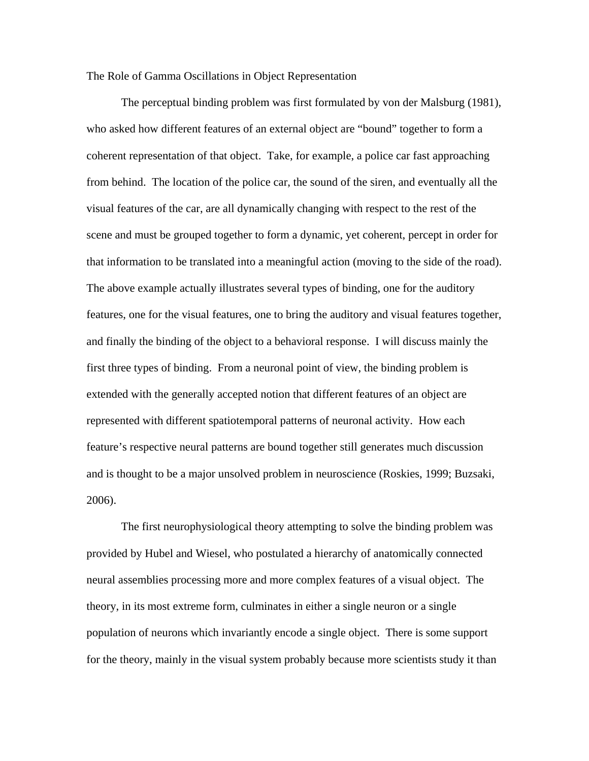# The Role of Gamma Oscillations in Object Representation

The perceptual binding problem was first formulated by von der Malsburg (1981), who asked how different features of an external object are "bound" together to form a coherent representation of that object. Take, for example, a police car fast approaching from behind. The location of the police car, the sound of the siren, and eventually all the visual features of the car, are all dynamically changing with respect to the rest of the scene and must be grouped together to form a dynamic, yet coherent, percept in order for that information to be translated into a meaningful action (moving to the side of the road). The above example actually illustrates several types of binding, one for the auditory features, one for the visual features, one to bring the auditory and visual features together, and finally the binding of the object to a behavioral response. I will discuss mainly the first three types of binding. From a neuronal point of view, the binding problem is extended with the generally accepted notion that different features of an object are represented with different spatiotemporal patterns of neuronal activity. How each feature's respective neural patterns are bound together still generates much discussion and is thought to be a major unsolved problem in neuroscience (Roskies, 1999; Buzsaki, 2006).

The first neurophysiological theory attempting to solve the binding problem was provided by Hubel and Wiesel, who postulated a hierarchy of anatomically connected neural assemblies processing more and more complex features of a visual object. The theory, in its most extreme form, culminates in either a single neuron or a single population of neurons which invariantly encode a single object. There is some support for the theory, mainly in the visual system probably because more scientists study it than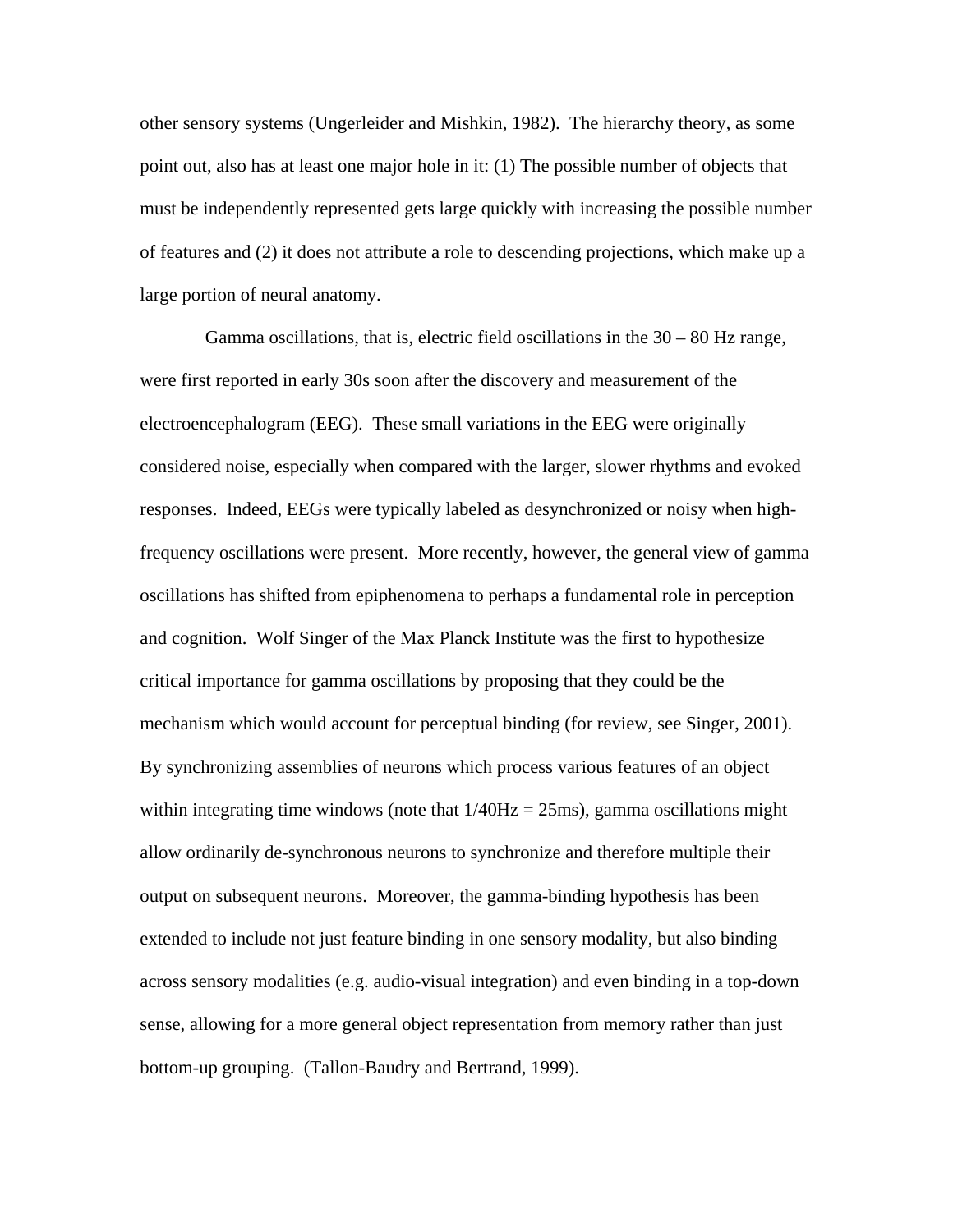other sensory systems (Ungerleider and Mishkin, 1982). The hierarchy theory, as some point out, also has at least one major hole in it: (1) The possible number of objects that must be independently represented gets large quickly with increasing the possible number of features and (2) it does not attribute a role to descending projections, which make up a large portion of neural anatomy.

Gamma oscillations, that is, electric field oscillations in the 30 – 80 Hz range, were first reported in early 30s soon after the discovery and measurement of the electroencephalogram (EEG). These small variations in the EEG were originally considered noise, especially when compared with the larger, slower rhythms and evoked responses. Indeed, EEGs were typically labeled as desynchronized or noisy when high-frequency oscillations were present. More recently, however, the general view of gamma oscillations has shifted from epiphenomena to perhaps a fundamental role in perception and cognition. Wolf Singer of the Max Planck Institute was the first to hypothesize critical importance for gamma oscillations by proposing that they could be the mechanism which would account for perceptual binding (for review, see Singer, 2001). By synchronizing assemblies of neurons which process various features of an object within integrating time windows (note that 1/40Hz = 25ms), gamma oscillations might allow ordinarily de-synchronous neurons to synchronize and therefore multiple their output on subsequent neurons. Moreover, the gamma-binding hypothesis has been extended to include not just feature binding in one sensory modality, but also binding across sensory modalities (e.g. audio-visual integration) and even binding in a top-down sense, allowing for a more general object representation from memory rather than just bottom-up grouping. (Tallon-Baudry and Bertrand, 1999).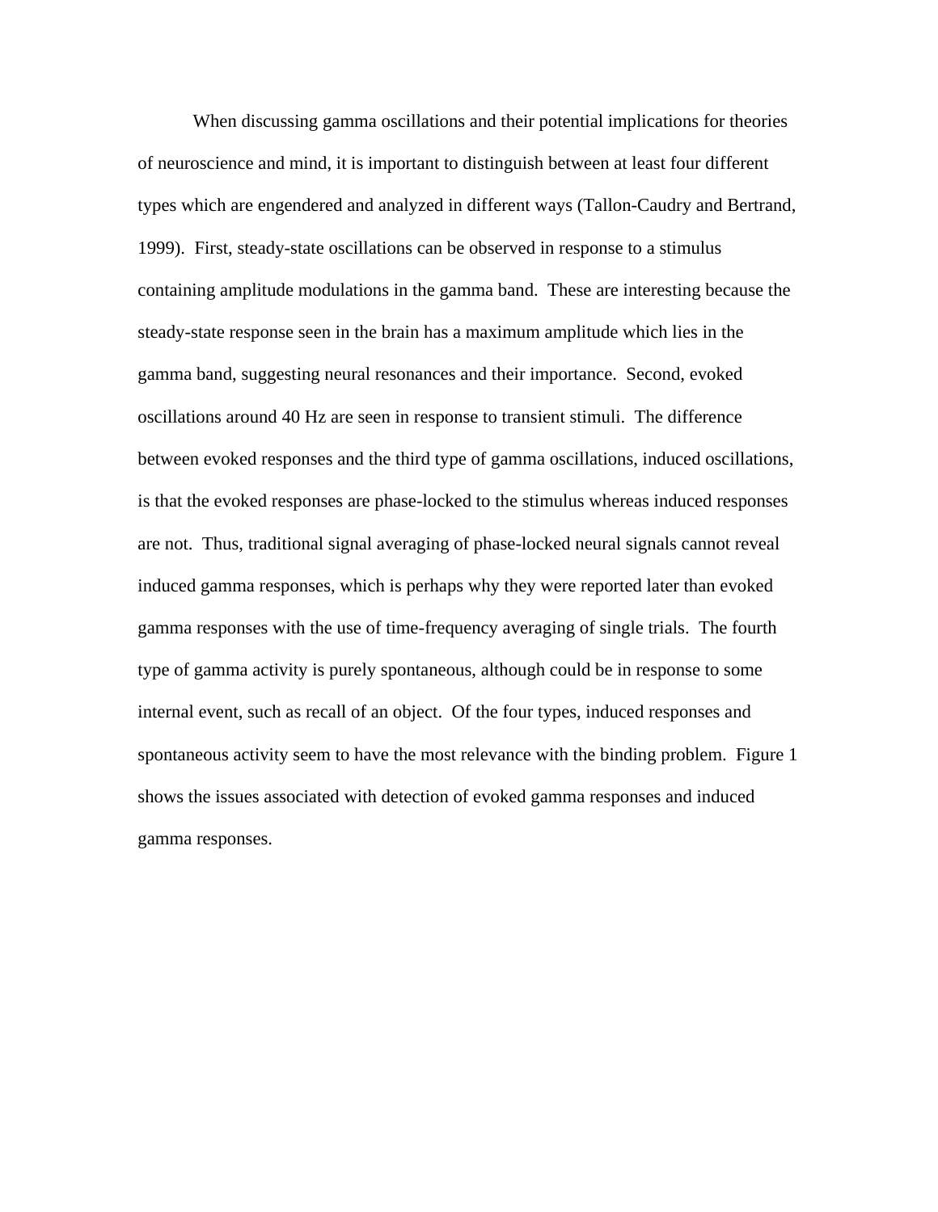When discussing gamma oscillations and their potential implications for theories of neuroscience and mind, it is important to distinguish between at least four different types which are engendered and analyzed in different ways (Tallon-Caudry and Bertrand, 1999). First, steady-state oscillations can be observed in response to a stimulus containing amplitude modulations in the gamma band. These are interesting because the steady-state response seen in the brain has a maximum amplitude which lies in the gamma band, suggesting neural resonances and their importance. Second, evoked oscillations around 40 Hz are seen in response to transient stimuli. The difference between evoked responses and the third type of gamma oscillations, induced oscillations, is that the evoked responses are phase-locked to the stimulus whereas induced responses are not. Thus, traditional signal averaging of phase-locked neural signals cannot reveal induced gamma responses, which is perhaps why they were reported later than evoked gamma responses with the use of time-frequency averaging of single trials. The fourth type of gamma activity is purely spontaneous, although could be in response to some internal event, such as recall of an object. Of the four types, induced responses and spontaneous activity seem to have the most relevance with the binding problem. Figure 1 shows the issues associated with detection of evoked gamma responses and induced gamma responses.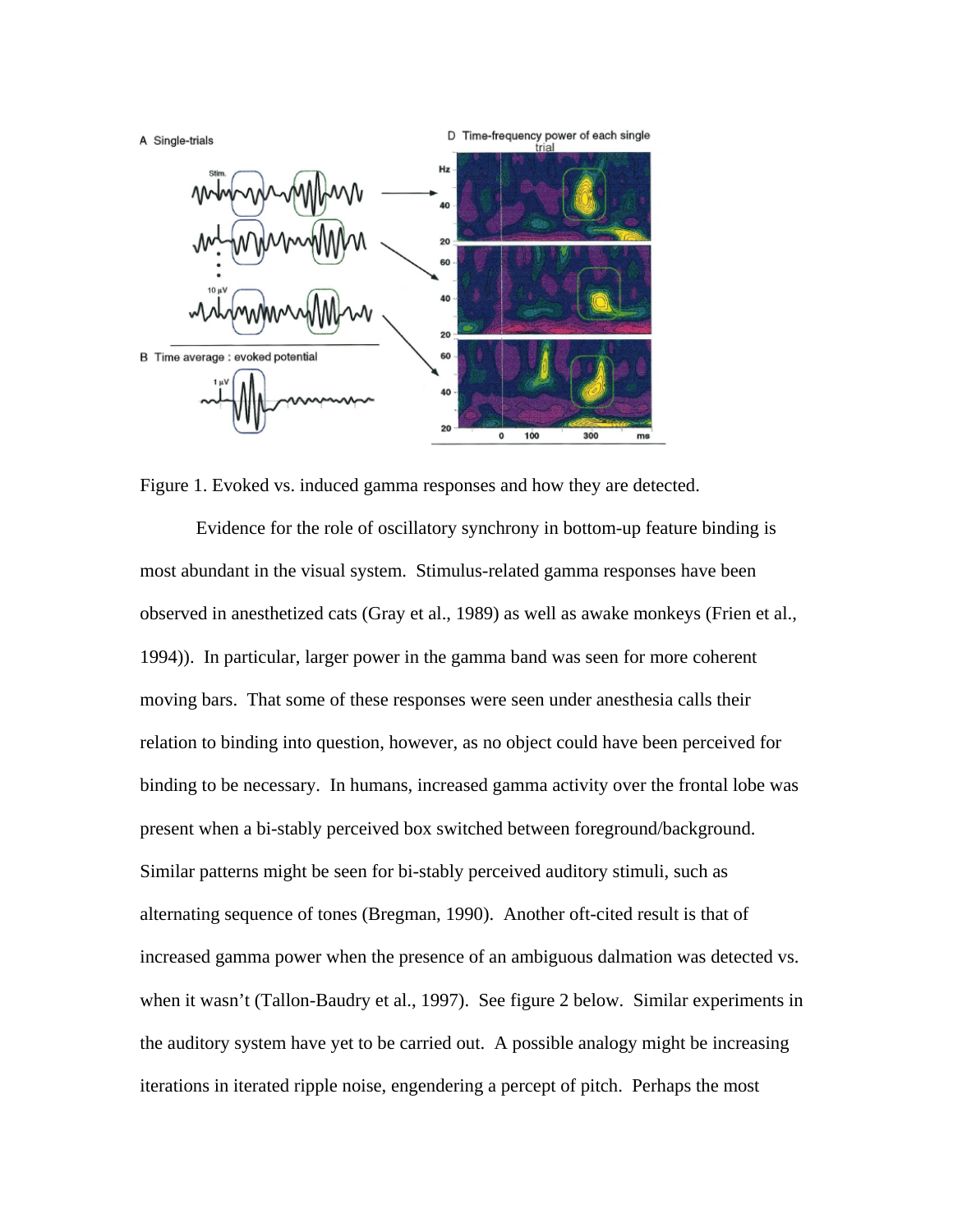Figure 1. Evoked vs. induced gamma responses and how they are detected.

Evidence for the role of oscillatory synchrony in bottom-up feature binding is most abundant in the visual system. Stimulus-related gamma responses have been observed in anesthetized cats (Gray et al., 1989) as well as awake monkeys (Frien et al., 1994)). In particular, larger power in the gamma band was seen for more coherent moving bars. That some of these responses were seen under anesthesia calls their relation to binding into question, however, as no object could have been perceived for binding to be necessary. In humans, increased gamma activity over the frontal lobe was present when a bi-stably perceived box switched between foreground/background. Similar patterns might be seen for bi-stably perceived auditory stimuli, such as alternating sequence of tones (Bregman, 1990). Another oft-cited result is that of increased gamma power when the presence of an ambiguous dalmation was detected vs. when it wasn't (Tallon-Baudry et al., 1997). See figure 2 below. Similar experiments in the auditory system have yet to be carried out. A possible analogy might be increasing iterations in iterated ripple noise, engendering a percept of pitch. Perhaps the most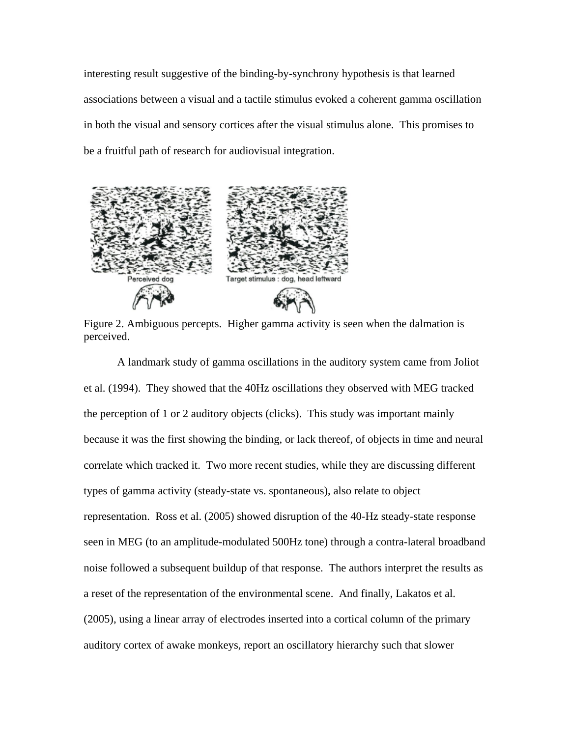interesting result suggestive of the binding-by-synchrony hypothesis is that learned associations between a visual and a tactile stimulus evoked a coherent gamma oscillation in both the visual and sensory cortices after the visual stimulus alone. This promises to be a fruitful path of research for audiovisual integration.

Perceived dog

Target stimulus : dog, head leftward

Figure 2. Ambiguous percepts. Higher gamma activity is seen when the dalmation is perceived.

A landmark study of gamma oscillations in the auditory system came from Joliot et al. (1994). They showed that the 40Hz oscillations they observed with MEG tracked the perception of 1 or 2 auditory objects (clicks). This study was important mainly because it was the first showing the binding, or lack thereof, of objects in time and neural correlate which tracked it. Two more recent studies, while they are discussing different types of gamma activity (steady-state vs. spontaneous), also relate to object representation. Ross et al. (2005) showed disruption of the 40-Hz steady-state response seen in MEG (to an amplitude-modulated 500Hz tone) through a contra-lateral broadband noise followed a subsequent buildup of that response. The authors interpret the results as a reset of the representation of the environmental scene. And finally, Lakatos et al. (2005), using a linear array of electrodes inserted into a cortical column of the primary auditory cortex of awake monkeys, report an oscillatory hierarchy such that slower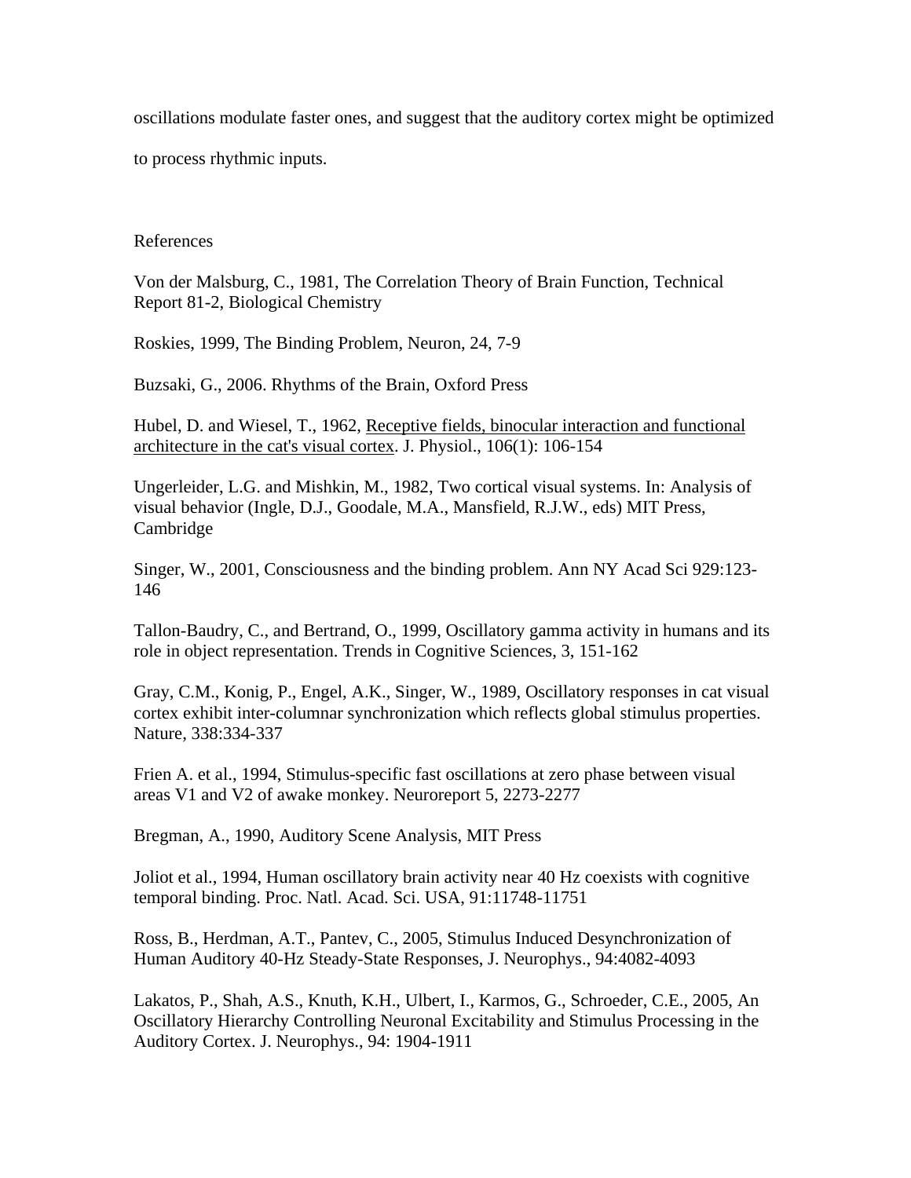oscillations modulate faster ones, and suggest that the auditory cortex might be optimized to process rhythmic inputs.

## References

Von der Malsburg, C., 1981, The Correlation Theory of Brain Function, Technical Report 81-2, Biological Chemistry

Roskies, 1999, The Binding Problem, Neuron, 24, 7-9

Buzsaki, G., 2006. Rhythms of the Brain, Oxford Press

Hubel, D. and Wiesel, T., 1962, Receptive fields, binocular interaction and functional architecture in the cat's visual cortex. J. Physiol., 106(1): 106-154

Ungerleider, L.G. and Mishkin, M., 1982, Two cortical visual systems. In: Analysis of visual behavior (Ingle, D.J., Goodale, M.A., Mansfield, R.J.W., eds) MIT Press, Cambridge

Singer, W., 2001, Consciousness and the binding problem. Ann NY Acad Sci 929:123-146

Tallon-Baudry, C., and Bertrand, O., 1999, Oscillatory gamma activity in humans and its role in object representation. Trends in Cognitive Sciences, 3, 151-162

Gray, C.M., Konig, P., Engel, A.K., Singer, W., 1989, Oscillatory responses in cat visual cortex exhibit inter-columnar synchronization which reflects global stimulus properties. Nature, 338:334-337

Frien A. et al., 1994, Stimulus-specific fast oscillations at zero phase between visual areas V1 and V2 of awake monkey. Neuroreport 5, 2273-2277

Bregman, A., 1990, Auditory Scene Analysis, MIT Press

Joliot et al., 1994, Human oscillatory brain activity near 40 Hz coexists with cognitive temporal binding. Proc. Natl. Acad. Sci. USA, 91:11748-11751

Ross, B., Herdman, A.T., Pantev, C., 2005, Stimulus Induced Desynchronization of Human Auditory 40-Hz Steady-State Responses, J. Neurophys., 94:4082-4093

Lakatos, P., Shah, A.S., Knuth, K.H., Ulbert, I., Karmos, G., Schroeder, C.E., 2005, An Oscillatory Hierarchy Controlling Neuronal Excitability and Stimulus Processing in the Auditory Cortex. J. Neurophys., 94: 1904-1911